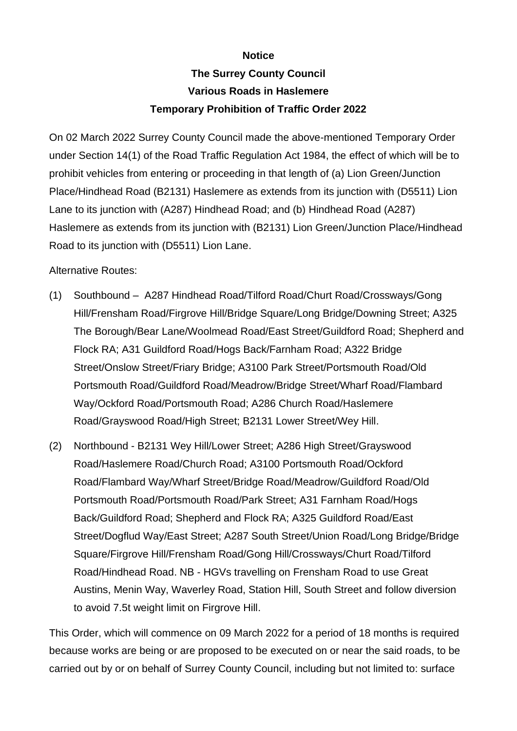**Notice**

**The Surrey County Council**

**Various Roads in Haslemere**

**Temporary Prohibition of Traffic Order 2022**

On 02 March 2022 Surrey County Council made the above-mentioned Temporary Order under Section 14(1) of the Road Traffic Regulation Act 1984, the effect of which will be to prohibit vehicles from entering or proceeding in that length of (a) Lion Green/Junction Place/Hindhead Road (B2131) Haslemere as extends from its junction with (D5511) Lion Lane to its junction with (A287) Hindhead Road; and (b) Hindhead Road (A287) Haslemere as extends from its junction with (B2131) Lion Green/Junction Place/Hindhead Road to its junction with (D5511) Lion Lane.

Alternative Routes:

(1) Southbound – A287 Hindhead Road/Tilford Road/Churt Road/Crossways/Gong Hill/Frensham Road/Firgrove Hill/Bridge Square/Long Bridge/Downing Street; A325 The Borough/Bear Lane/Woolmead Road/East Street/Guildford Road; Shepherd and Flock RA; A31 Guildford Road/Hogs Back/Farnham Road; A322 Bridge Street/Onslow Street/Friary Bridge; A3100 Park Street/Portsmouth Road/Old Portsmouth Road/Guildford Road/Meadrow/Bridge Street/Wharf Road/Flambard Way/Ockford Road/Portsmouth Road; A286 Church Road/Haslemere Road/Grayswood Road/High Street; B2131 Lower Street/Wey Hill.

(2) Northbound - B2131 Wey Hill/Lower Street; A286 High Street/Grayswood Road/Haslemere Road/Church Road; A3100 Portsmouth Road/Ockford Road/Flambard Way/Wharf Street/Bridge Road/Meadrow/Guildford Road/Old Portsmouth Road/Portsmouth Road/Park Street; A31 Farnham Road/Hogs Back/Guildford Road; Shepherd and Flock RA; A325 Guildford Road/East Street/Dogflud Way/East Street; A287 South Street/Union Road/Long Bridge/Bridge Square/Firgrove Hill/Frensham Road/Gong Hill/Crossways/Churt Road/Tilford Road/Hindhead Road. NB - HGVs travelling on Frensham Road to use Great Austins, Menin Way, Waverley Road, Station Hill, South Street and follow diversion to avoid 7.5t weight limit on Firgrove Hill.

This Order, which will commence on 09 March 2022 for a period of 18 months is required because works are being or are proposed to be executed on or near the said roads, to be carried out by or on behalf of Surrey County Council, including but not limited to: surface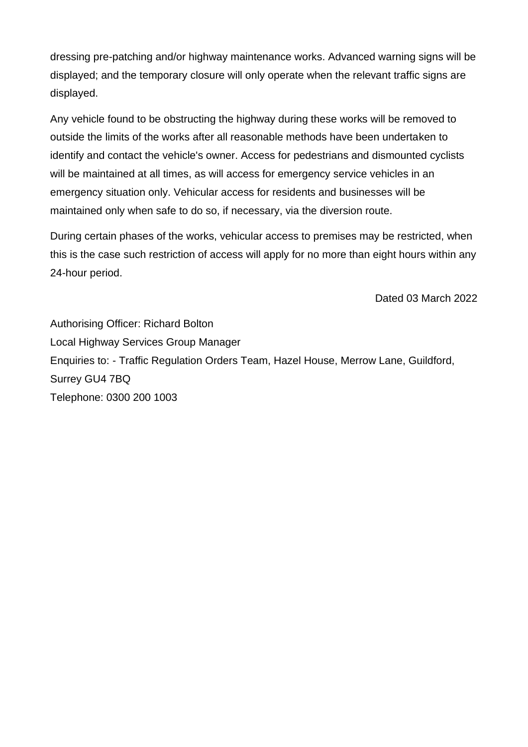dressing pre-patching and/or highway maintenance works. Advanced warning signs will be displayed; and the temporary closure will only operate when the relevant traffic signs are displayed.

Any vehicle found to be obstructing the highway during these works will be removed to outside the limits of the works after all reasonable methods have been undertaken to identify and contact the vehicle's owner. Access for pedestrians and dismounted cyclists will be maintained at all times, as will access for emergency service vehicles in an emergency situation only. Vehicular access for residents and businesses will be maintained only when safe to do so, if necessary, via the diversion route.

During certain phases of the works, vehicular access to premises may be restricted, when this is the case such restriction of access will apply for no more than eight hours within any 24-hour period.

Dated 03 March 2022

Authorising Officer: Richard Bolton  
Local Highway Services Group Manager  
Enquiries to: - Traffic Regulation Orders Team, Hazel House, Merrow Lane, Guildford, Surrey GU4 7BQ  
Telephone: 0300 200 1003